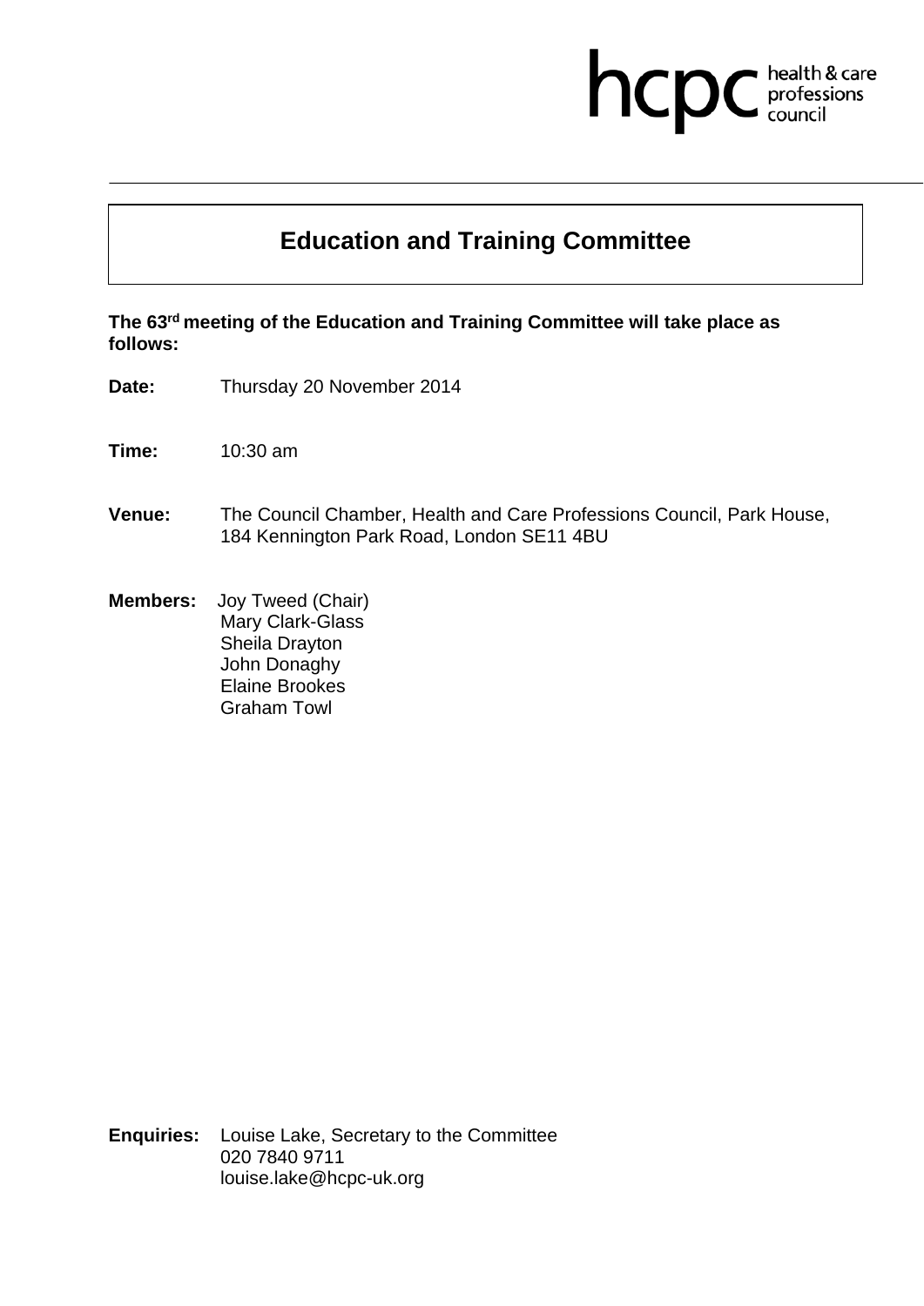hcpc health & care professions council

# Education and Training Committee

**The 63rd meeting of the Education and Training Committee will take place as follows:**

**Date:** Thursday 20 November 2014

**Time:** 10:30 am

**Venue:** The Council Chamber, Health and Care Professions Council, Park House, 184 Kennington Park Road, London SE11 4BU

**Members:** Joy Tweed (Chair)
Mary Clark-Glass
Sheila Drayton
John Donaghy
Elaine Brookes
Graham Towl

**Enquiries:** Louise Lake, Secretary to the Committee
020 7840 9711
louise.lake@hcpc-uk.org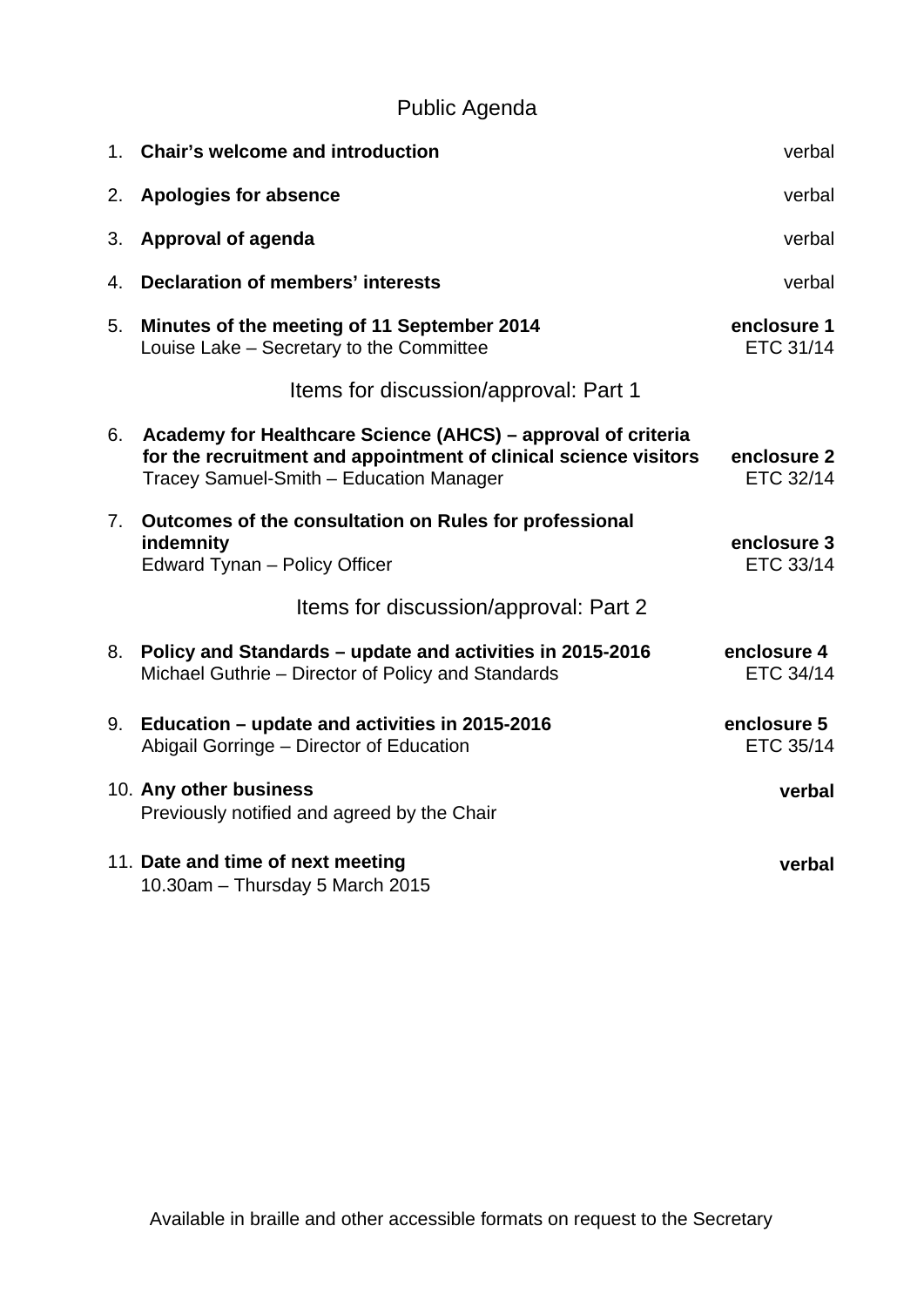## Public Agenda

| | | |
|---|---|---|
| 1. | **Chair's welcome and introduction** | verbal |
| 2. | **Apologies for absence** | verbal |
| 3. | **Approval of agenda** | verbal |
| 4. | **Declaration of members' interests** | verbal |
| 5. | **Minutes of the meeting of 11 September 2014**<br>Louise Lake – Secretary to the Committee | **enclosure 1**<br>ETC 31/14 |

### Items for discussion/approval: Part 1

| | | |
|---|---|---|
| 6. | **Academy for Healthcare Science (AHCS) – approval of criteria for the recruitment and appointment of clinical science visitors**<br>Tracey Samuel-Smith – Education Manager | **enclosure 2**<br>ETC 32/14 |
| 7. | **Outcomes of the consultation on Rules for professional indemnity**<br>Edward Tynan – Policy Officer | **enclosure 3**<br>ETC 33/14 |

### Items for discussion/approval: Part 2

| | | |
|---|---|---|
| 8. | **Policy and Standards – update and activities in 2015-2016**<br>Michael Guthrie – Director of Policy and Standards | **enclosure 4**<br>ETC 34/14 |
| 9. | **Education – update and activities in 2015-2016**<br>Abigail Gorringe – Director of Education | **enclosure 5**<br>ETC 35/14 |
| 10. | **Any other business**<br>Previously notified and agreed by the Chair | **verbal** |
| 11. | **Date and time of next meeting**<br>10.30am – Thursday 5 March 2015 | **verbal** |

Available in braille and other accessible formats on request to the Secretary